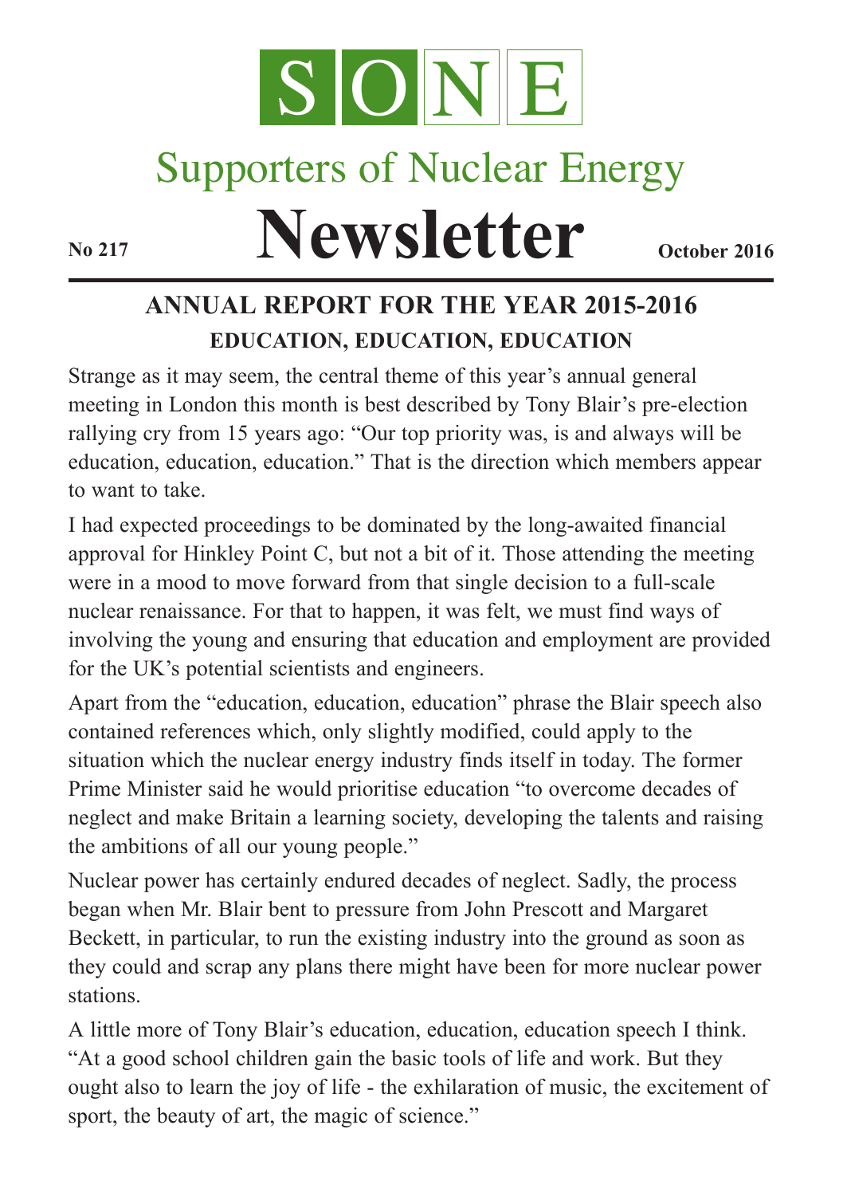# SONE

## Supporters of Nuclear Energy

# Newsletter

**No 217** **October 2016**

## ANNUAL REPORT FOR THE YEAR 2015-2016

### EDUCATION, EDUCATION, EDUCATION

Strange as it may seem, the central theme of this year's annual general meeting in London this month is best described by Tony Blair's pre-election rallying cry from 15 years ago: "Our top priority was, is and always will be education, education, education." That is the direction which members appear to want to take.

I had expected proceedings to be dominated by the long-awaited financial approval for Hinkley Point C, but not a bit of it. Those attending the meeting were in a mood to move forward from that single decision to a full-scale nuclear renaissance. For that to happen, it was felt, we must find ways of involving the young and ensuring that education and employment are provided for the UK's potential scientists and engineers.

Apart from the "education, education, education" phrase the Blair speech also contained references which, only slightly modified, could apply to the situation which the nuclear energy industry finds itself in today. The former Prime Minister said he would prioritise education "to overcome decades of neglect and make Britain a learning society, developing the talents and raising the ambitions of all our young people."

Nuclear power has certainly endured decades of neglect. Sadly, the process began when Mr. Blair bent to pressure from John Prescott and Margaret Beckett, in particular, to run the existing industry into the ground as soon as they could and scrap any plans there might have been for more nuclear power stations.

A little more of Tony Blair's education, education, education speech I think. "At a good school children gain the basic tools of life and work. But they ought also to learn the joy of life - the exhilaration of music, the excitement of sport, the beauty of art, the magic of science."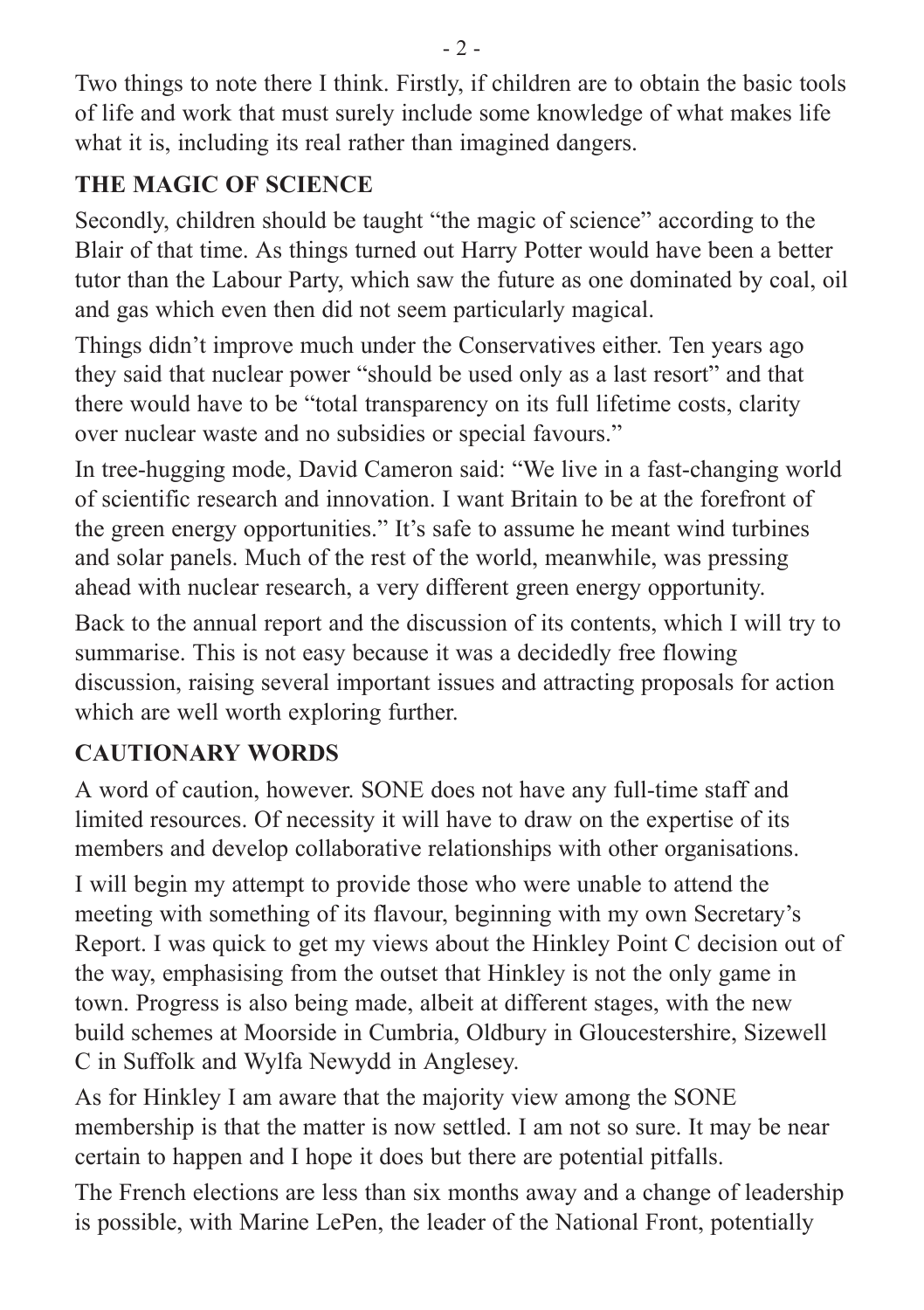Two things to note there I think. Firstly, if children are to obtain the basic tools of life and work that must surely include some knowledge of what makes life what it is, including its real rather than imagined dangers.

## THE MAGIC OF SCIENCE

Secondly, children should be taught "the magic of science" according to the Blair of that time. As things turned out Harry Potter would have been a better tutor than the Labour Party, which saw the future as one dominated by coal, oil and gas which even then did not seem particularly magical.

Things didn't improve much under the Conservatives either. Ten years ago they said that nuclear power "should be used only as a last resort" and that there would have to be "total transparency on its full lifetime costs, clarity over nuclear waste and no subsidies or special favours."

In tree-hugging mode, David Cameron said: "We live in a fast-changing world of scientific research and innovation. I want Britain to be at the forefront of the green energy opportunities." It's safe to assume he meant wind turbines and solar panels. Much of the rest of the world, meanwhile, was pressing ahead with nuclear research, a very different green energy opportunity.

Back to the annual report and the discussion of its contents, which I will try to summarise. This is not easy because it was a decidedly free flowing discussion, raising several important issues and attracting proposals for action which are well worth exploring further.

## CAUTIONARY WORDS

A word of caution, however. SONE does not have any full-time staff and limited resources. Of necessity it will have to draw on the expertise of its members and develop collaborative relationships with other organisations.

I will begin my attempt to provide those who were unable to attend the meeting with something of its flavour, beginning with my own Secretary's Report. I was quick to get my views about the Hinkley Point C decision out of the way, emphasising from the outset that Hinkley is not the only game in town. Progress is also being made, albeit at different stages, with the new build schemes at Moorside in Cumbria, Oldbury in Gloucestershire, Sizewell C in Suffolk and Wylfa Newydd in Anglesey.

As for Hinkley I am aware that the majority view among the SONE membership is that the matter is now settled. I am not so sure. It may be near certain to happen and I hope it does but there are potential pitfalls.

The French elections are less than six months away and a change of leadership is possible, with Marine LePen, the leader of the National Front, potentially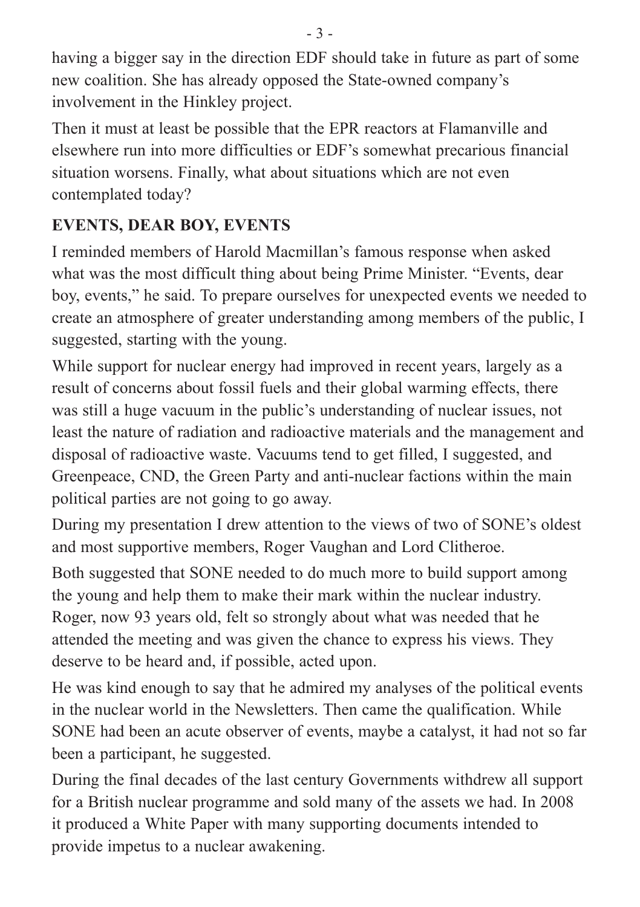having a bigger say in the direction EDF should take in future as part of some new coalition. She has already opposed the State-owned company's involvement in the Hinkley project.

Then it must at least be possible that the EPR reactors at Flamanville and elsewhere run into more difficulties or EDF's somewhat precarious financial situation worsens. Finally, what about situations which are not even contemplated today?

## EVENTS, DEAR BOY, EVENTS

I reminded members of Harold Macmillan's famous response when asked what was the most difficult thing about being Prime Minister. "Events, dear boy, events," he said. To prepare ourselves for unexpected events we needed to create an atmosphere of greater understanding among members of the public, I suggested, starting with the young.

While support for nuclear energy had improved in recent years, largely as a result of concerns about fossil fuels and their global warming effects, there was still a huge vacuum in the public's understanding of nuclear issues, not least the nature of radiation and radioactive materials and the management and disposal of radioactive waste. Vacuums tend to get filled, I suggested, and Greenpeace, CND, the Green Party and anti-nuclear factions within the main political parties are not going to go away.

During my presentation I drew attention to the views of two of SONE's oldest and most supportive members, Roger Vaughan and Lord Clitheroe.

Both suggested that SONE needed to do much more to build support among the young and help them to make their mark within the nuclear industry. Roger, now 93 years old, felt so strongly about what was needed that he attended the meeting and was given the chance to express his views. They deserve to be heard and, if possible, acted upon.

He was kind enough to say that he admired my analyses of the political events in the nuclear world in the Newsletters. Then came the qualification. While SONE had been an acute observer of events, maybe a catalyst, it had not so far been a participant, he suggested.

During the final decades of the last century Governments withdrew all support for a British nuclear programme and sold many of the assets we had. In 2008 it produced a White Paper with many supporting documents intended to provide impetus to a nuclear awakening.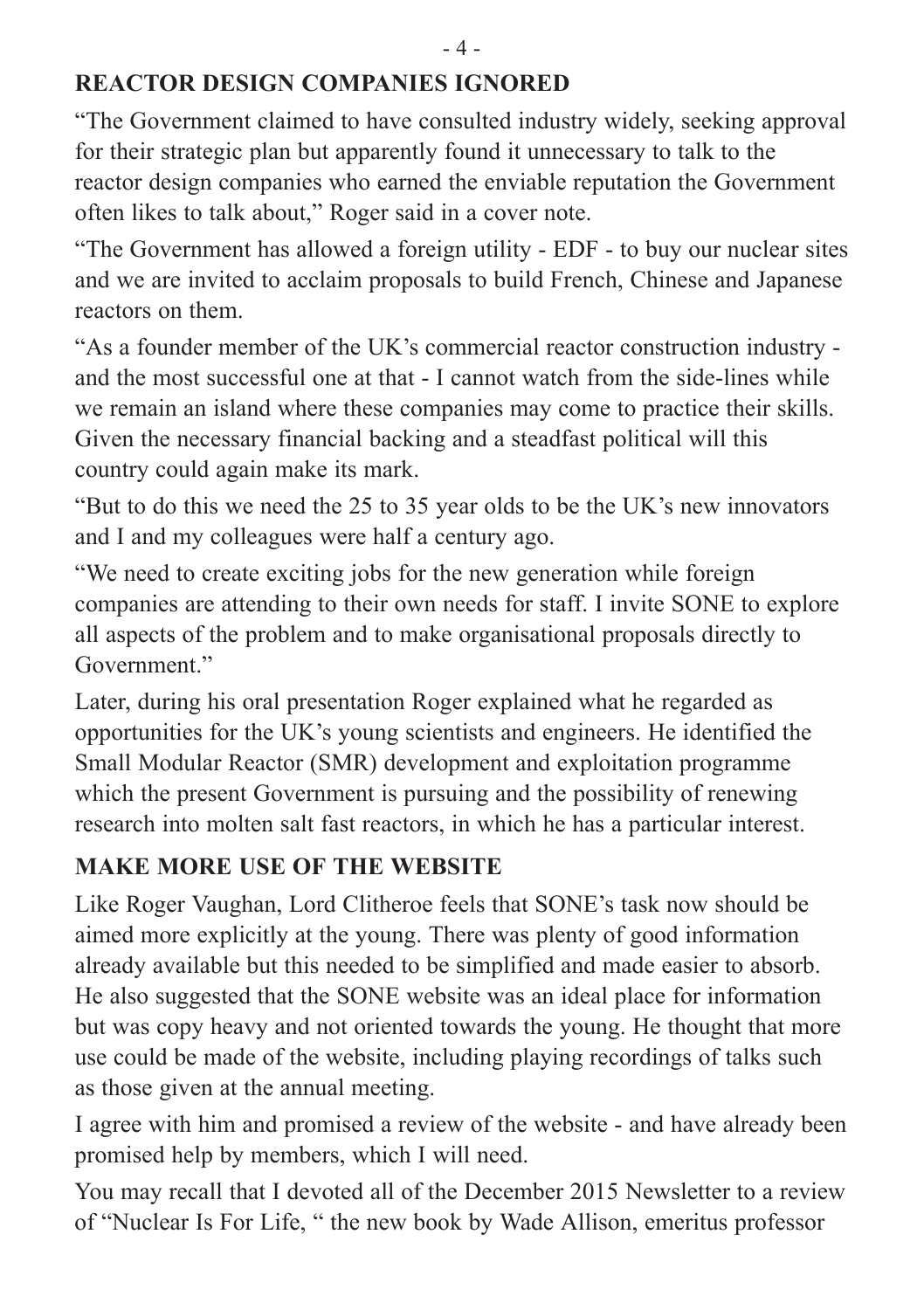## REACTOR DESIGN COMPANIES IGNORED

"The Government claimed to have consulted industry widely, seeking approval for their strategic plan but apparently found it unnecessary to talk to the reactor design companies who earned the enviable reputation the Government often likes to talk about," Roger said in a cover note.

"The Government has allowed a foreign utility - EDF - to buy our nuclear sites and we are invited to acclaim proposals to build French, Chinese and Japanese reactors on them.

"As a founder member of the UK's commercial reactor construction industry - and the most successful one at that - I cannot watch from the side-lines while we remain an island where these companies may come to practice their skills. Given the necessary financial backing and a steadfast political will this country could again make its mark.

"But to do this we need the 25 to 35 year olds to be the UK's new innovators and I and my colleagues were half a century ago.

"We need to create exciting jobs for the new generation while foreign companies are attending to their own needs for staff. I invite SONE to explore all aspects of the problem and to make organisational proposals directly to Government."

Later, during his oral presentation Roger explained what he regarded as opportunities for the UK's young scientists and engineers. He identified the Small Modular Reactor (SMR) development and exploitation programme which the present Government is pursuing and the possibility of renewing research into molten salt fast reactors, in which he has a particular interest.

## MAKE MORE USE OF THE WEBSITE

Like Roger Vaughan, Lord Clitheroe feels that SONE's task now should be aimed more explicitly at the young. There was plenty of good information already available but this needed to be simplified and made easier to absorb. He also suggested that the SONE website was an ideal place for information but was copy heavy and not oriented towards the young. He thought that more use could be made of the website, including playing recordings of talks such as those given at the annual meeting.

I agree with him and promised a review of the website - and have already been promised help by members, which I will need.

You may recall that I devoted all of the December 2015 Newsletter to a review of "Nuclear Is For Life, " the new book by Wade Allison, emeritus professor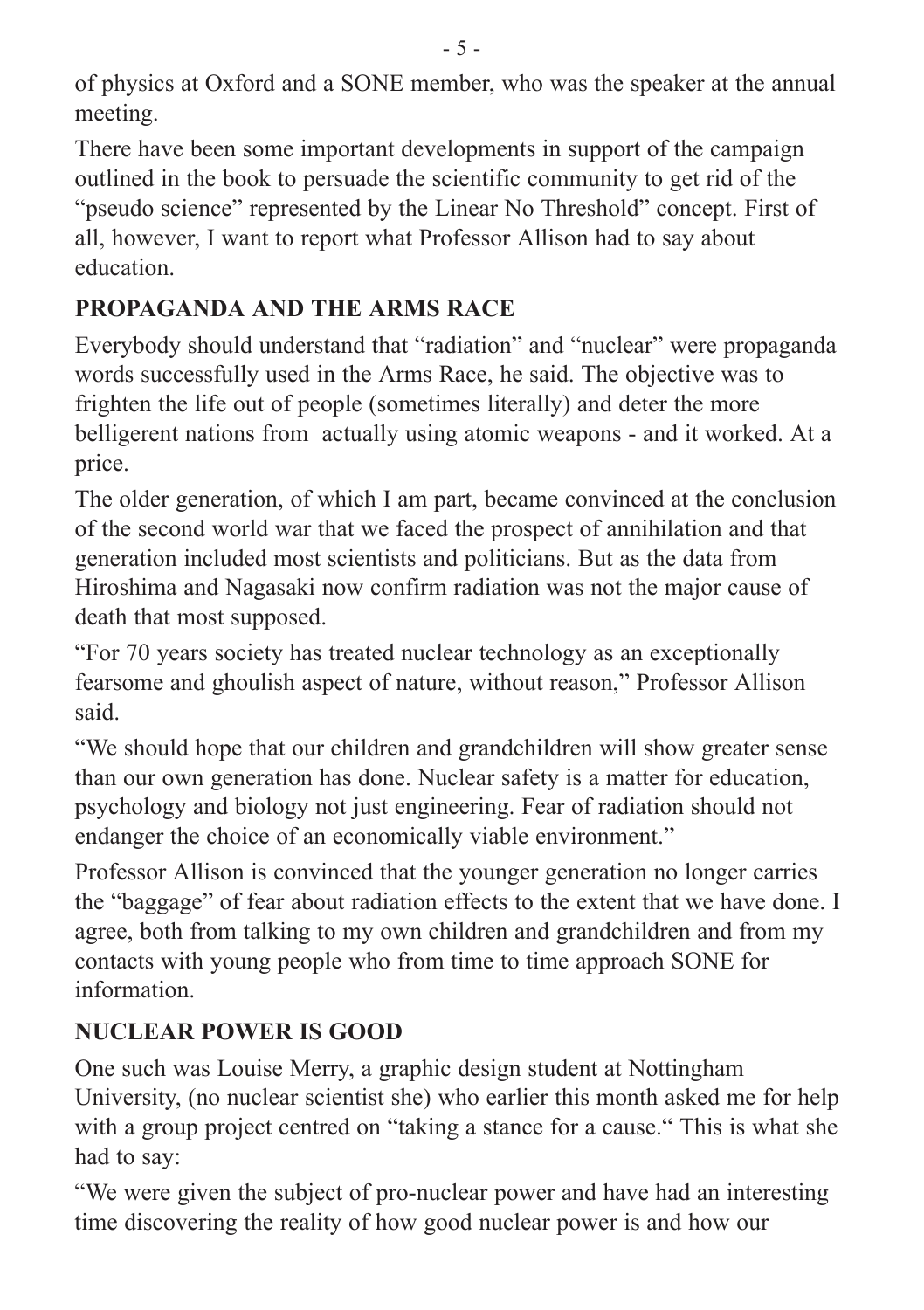of physics at Oxford and a SONE member, who was the speaker at the annual meeting.

There have been some important developments in support of the campaign outlined in the book to persuade the scientific community to get rid of the "pseudo science" represented by the Linear No Threshold" concept. First of all, however, I want to report what Professor Allison had to say about education.

## PROPAGANDA AND THE ARMS RACE

Everybody should understand that "radiation" and "nuclear" were propaganda words successfully used in the Arms Race, he said. The objective was to frighten the life out of people (sometimes literally) and deter the more belligerent nations from  actually using atomic weapons - and it worked. At a price.

The older generation, of which I am part, became convinced at the conclusion of the second world war that we faced the prospect of annihilation and that generation included most scientists and politicians. But as the data from Hiroshima and Nagasaki now confirm radiation was not the major cause of death that most supposed.

"For 70 years society has treated nuclear technology as an exceptionally fearsome and ghoulish aspect of nature, without reason," Professor Allison said.

"We should hope that our children and grandchildren will show greater sense than our own generation has done. Nuclear safety is a matter for education, psychology and biology not just engineering. Fear of radiation should not endanger the choice of an economically viable environment."

Professor Allison is convinced that the younger generation no longer carries the "baggage" of fear about radiation effects to the extent that we have done. I agree, both from talking to my own children and grandchildren and from my contacts with young people who from time to time approach SONE for information.

## NUCLEAR POWER IS GOOD

One such was Louise Merry, a graphic design student at Nottingham University, (no nuclear scientist she) who earlier this month asked me for help with a group project centred on "taking a stance for a cause." This is what she had to say:

"We were given the subject of pro-nuclear power and have had an interesting time discovering the reality of how good nuclear power is and how our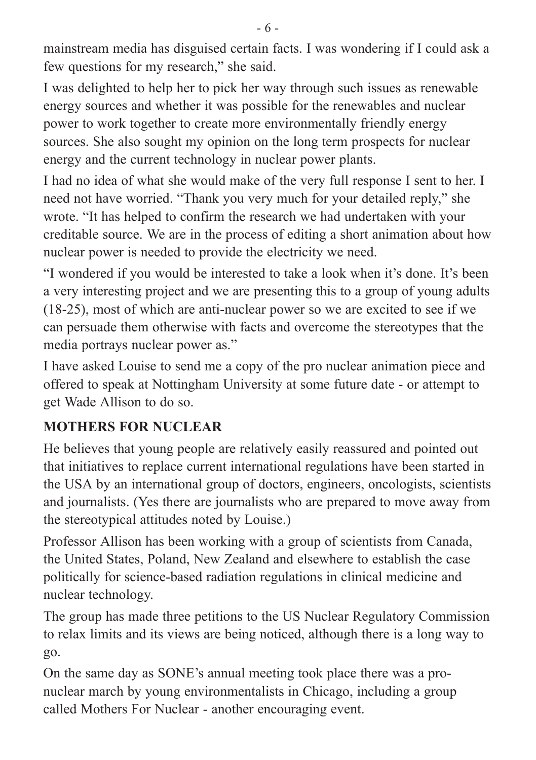mainstream media has disguised certain facts. I was wondering if I could ask a few questions for my research," she said.

I was delighted to help her to pick her way through such issues as renewable energy sources and whether it was possible for the renewables and nuclear power to work together to create more environmentally friendly energy sources. She also sought my opinion on the long term prospects for nuclear energy and the current technology in nuclear power plants.

I had no idea of what she would make of the very full response I sent to her. I need not have worried. "Thank you very much for your detailed reply," she wrote. "It has helped to confirm the research we had undertaken with your creditable source. We are in the process of editing a short animation about how nuclear power is needed to provide the electricity we need.

"I wondered if you would be interested to take a look when it's done. It's been a very interesting project and we are presenting this to a group of young adults (18-25), most of which are anti-nuclear power so we are excited to see if we can persuade them otherwise with facts and overcome the stereotypes that the media portrays nuclear power as."

I have asked Louise to send me a copy of the pro nuclear animation piece and offered to speak at Nottingham University at some future date - or attempt to get Wade Allison to do so.

## MOTHERS FOR NUCLEAR

He believes that young people are relatively easily reassured and pointed out that initiatives to replace current international regulations have been started in the USA by an international group of doctors, engineers, oncologists, scientists and journalists. (Yes there are journalists who are prepared to move away from the stereotypical attitudes noted by Louise.)

Professor Allison has been working with a group of scientists from Canada, the United States, Poland, New Zealand and elsewhere to establish the case politically for science-based radiation regulations in clinical medicine and nuclear technology.

The group has made three petitions to the US Nuclear Regulatory Commission to relax limits and its views are being noticed, although there is a long way to go.

On the same day as SONE's annual meeting took place there was a pro-nuclear march by young environmentalists in Chicago, including a group called Mothers For Nuclear - another encouraging event.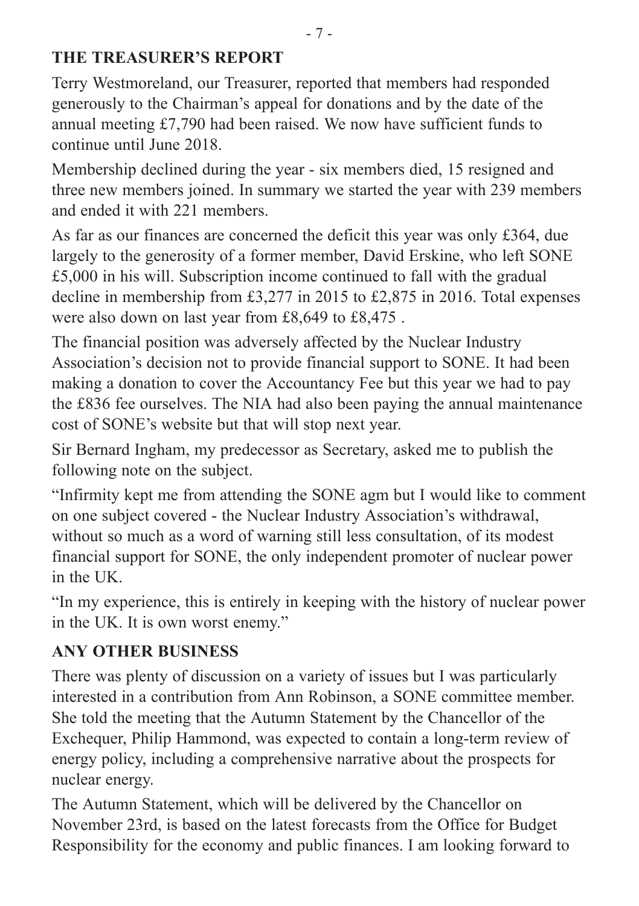## THE TREASURER'S REPORT

Terry Westmoreland, our Treasurer, reported that members had responded generously to the Chairman's appeal for donations and by the date of the annual meeting £7,790 had been raised. We now have sufficient funds to continue until June 2018.

Membership declined during the year - six members died, 15 resigned and three new members joined. In summary we started the year with 239 members and ended it with 221 members.

As far as our finances are concerned the deficit this year was only £364, due largely to the generosity of a former member, David Erskine, who left SONE £5,000 in his will. Subscription income continued to fall with the gradual decline in membership from £3,277 in 2015 to £2,875 in 2016. Total expenses were also down on last year from £8,649 to £8,475 .

The financial position was adversely affected by the Nuclear Industry Association's decision not to provide financial support to SONE. It had been making a donation to cover the Accountancy Fee but this year we had to pay the £836 fee ourselves. The NIA had also been paying the annual maintenance cost of SONE's website but that will stop next year.

Sir Bernard Ingham, my predecessor as Secretary, asked me to publish the following note on the subject.

"Infirmity kept me from attending the SONE agm but I would like to comment on one subject covered - the Nuclear Industry Association's withdrawal, without so much as a word of warning still less consultation, of its modest financial support for SONE, the only independent promoter of nuclear power in the UK.

"In my experience, this is entirely in keeping with the history of nuclear power in the UK. It is own worst enemy."

## ANY OTHER BUSINESS

There was plenty of discussion on a variety of issues but I was particularly interested in a contribution from Ann Robinson, a SONE committee member. She told the meeting that the Autumn Statement by the Chancellor of the Exchequer, Philip Hammond, was expected to contain a long-term review of energy policy, including a comprehensive narrative about the prospects for nuclear energy.

The Autumn Statement, which will be delivered by the Chancellor on November 23rd, is based on the latest forecasts from the Office for Budget Responsibility for the economy and public finances. I am looking forward to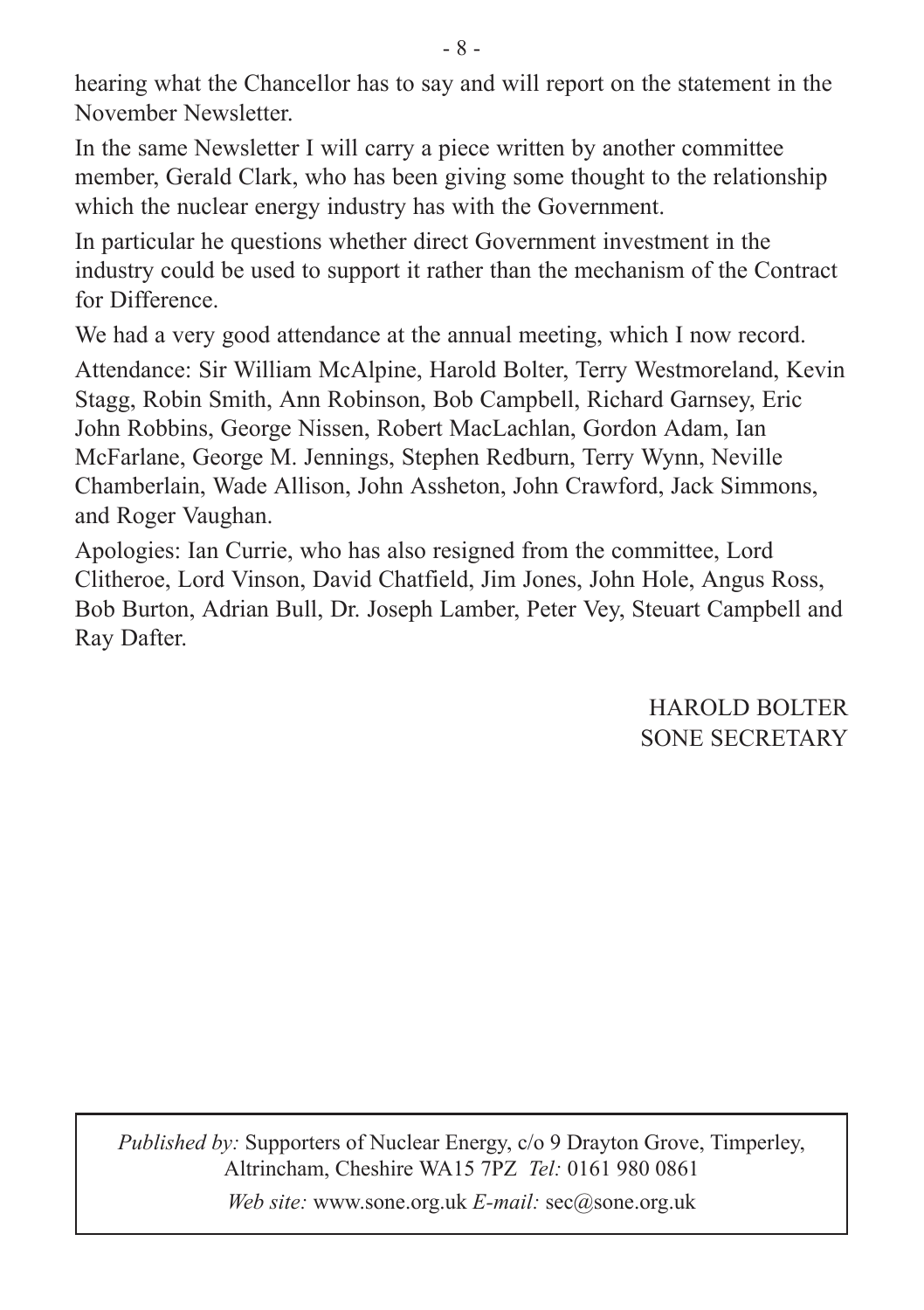hearing what the Chancellor has to say and will report on the statement in the November Newsletter.

In the same Newsletter I will carry a piece written by another committee member, Gerald Clark, who has been giving some thought to the relationship which the nuclear energy industry has with the Government.

In particular he questions whether direct Government investment in the industry could be used to support it rather than the mechanism of the Contract for Difference.

We had a very good attendance at the annual meeting, which I now record.

Attendance: Sir William McAlpine, Harold Bolter, Terry Westmoreland, Kevin Stagg, Robin Smith, Ann Robinson, Bob Campbell, Richard Garnsey, Eric John Robbins, George Nissen, Robert MacLachlan, Gordon Adam, Ian McFarlane, George M. Jennings, Stephen Redburn, Terry Wynn, Neville Chamberlain, Wade Allison, John Assheton, John Crawford, Jack Simmons, and Roger Vaughan.

Apologies: Ian Currie, who has also resigned from the committee, Lord Clitheroe, Lord Vinson, David Chatfield, Jim Jones, John Hole, Angus Ross, Bob Burton, Adrian Bull, Dr. Joseph Lamber, Peter Vey, Steuart Campbell and Ray Dafter.

HAROLD BOLTER
SONE SECRETARY

*Published by:* Supporters of Nuclear Energy, c/o 9 Drayton Grove, Timperley, Altrincham, Cheshire WA15 7PZ *Tel:* 0161 980 0861

*Web site:* www.sone.org.uk *E-mail:* sec@sone.org.uk